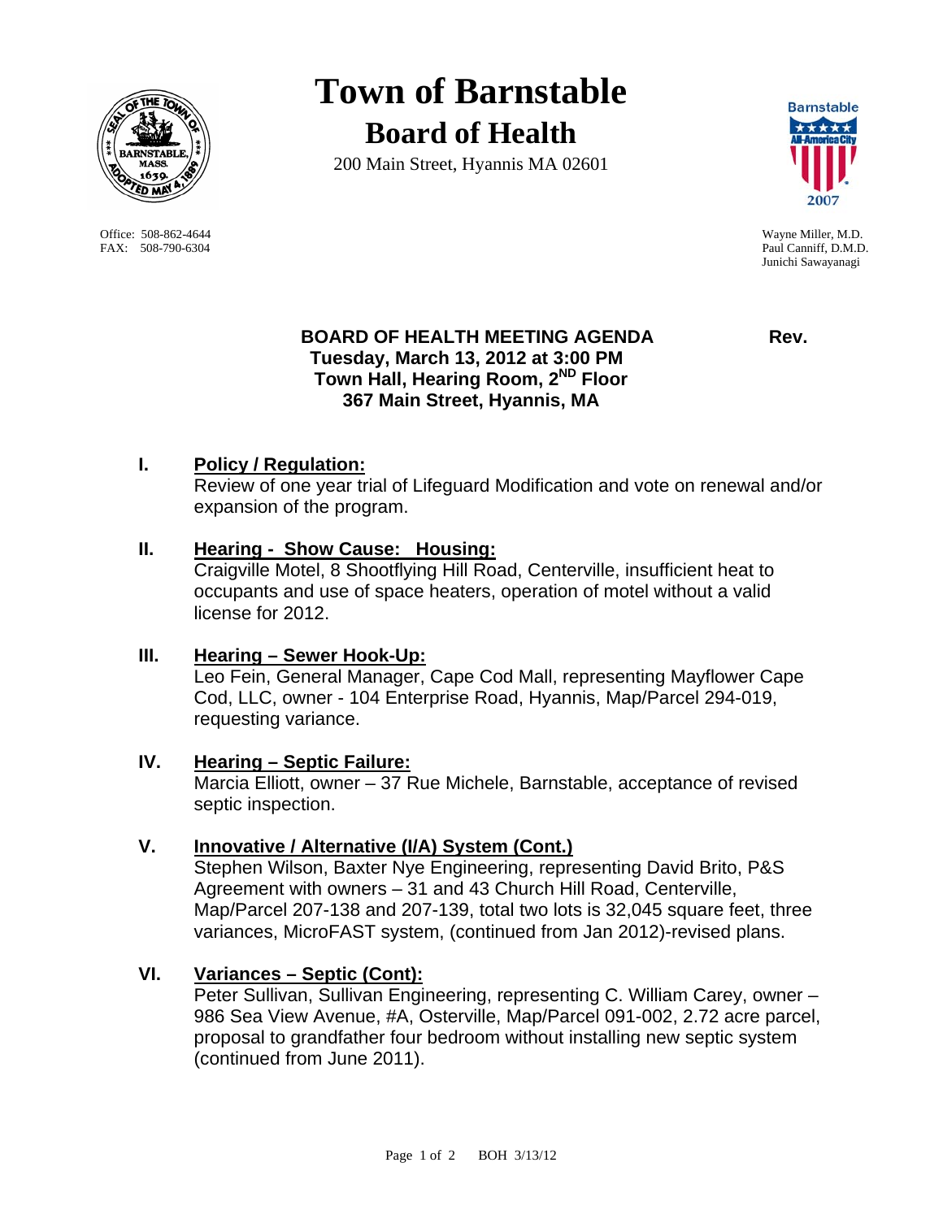# Town of Barnstable

## Board of Health

200 Main Street, Hyannis MA 02601

Office: 508-862-4644
FAX: 508-790-6304

Wayne Miller, M.D.
Paul Canniff, D.M.D.
Junichi Sawayanagi

**BOARD OF HEALTH MEETING AGENDA** **Rev.**
**Tuesday, March 13, 2012 at 3:00 PM**
**Town Hall, Hearing Room, 2ND Floor**
**367 Main Street, Hyannis, MA**

**I. Policy / Regulation:**
Review of one year trial of Lifeguard Modification and vote on renewal and/or expansion of the program.

**II. Hearing - Show Cause: Housing:**
Craigville Motel, 8 Shootflying Hill Road, Centerville, insufficient heat to occupants and use of space heaters, operation of motel without a valid license for 2012.

**III. Hearing – Sewer Hook-Up:**
Leo Fein, General Manager, Cape Cod Mall, representing Mayflower Cape Cod, LLC, owner - 104 Enterprise Road, Hyannis, Map/Parcel 294-019, requesting variance.

**IV. Hearing – Septic Failure:**
Marcia Elliott, owner – 37 Rue Michele, Barnstable, acceptance of revised septic inspection.

**V. Innovative / Alternative (I/A) System (Cont.)**
Stephen Wilson, Baxter Nye Engineering, representing David Brito, P&S Agreement with owners – 31 and 43 Church Hill Road, Centerville, Map/Parcel 207-138 and 207-139, total two lots is 32,045 square feet, three variances, MicroFAST system, (continued from Jan 2012)-revised plans.

**VI. Variances – Septic (Cont):**
Peter Sullivan, Sullivan Engineering, representing C. William Carey, owner – 986 Sea View Avenue, #A, Osterville, Map/Parcel 091-002, 2.72 acre parcel, proposal to grandfather four bedroom without installing new septic system (continued from June 2011).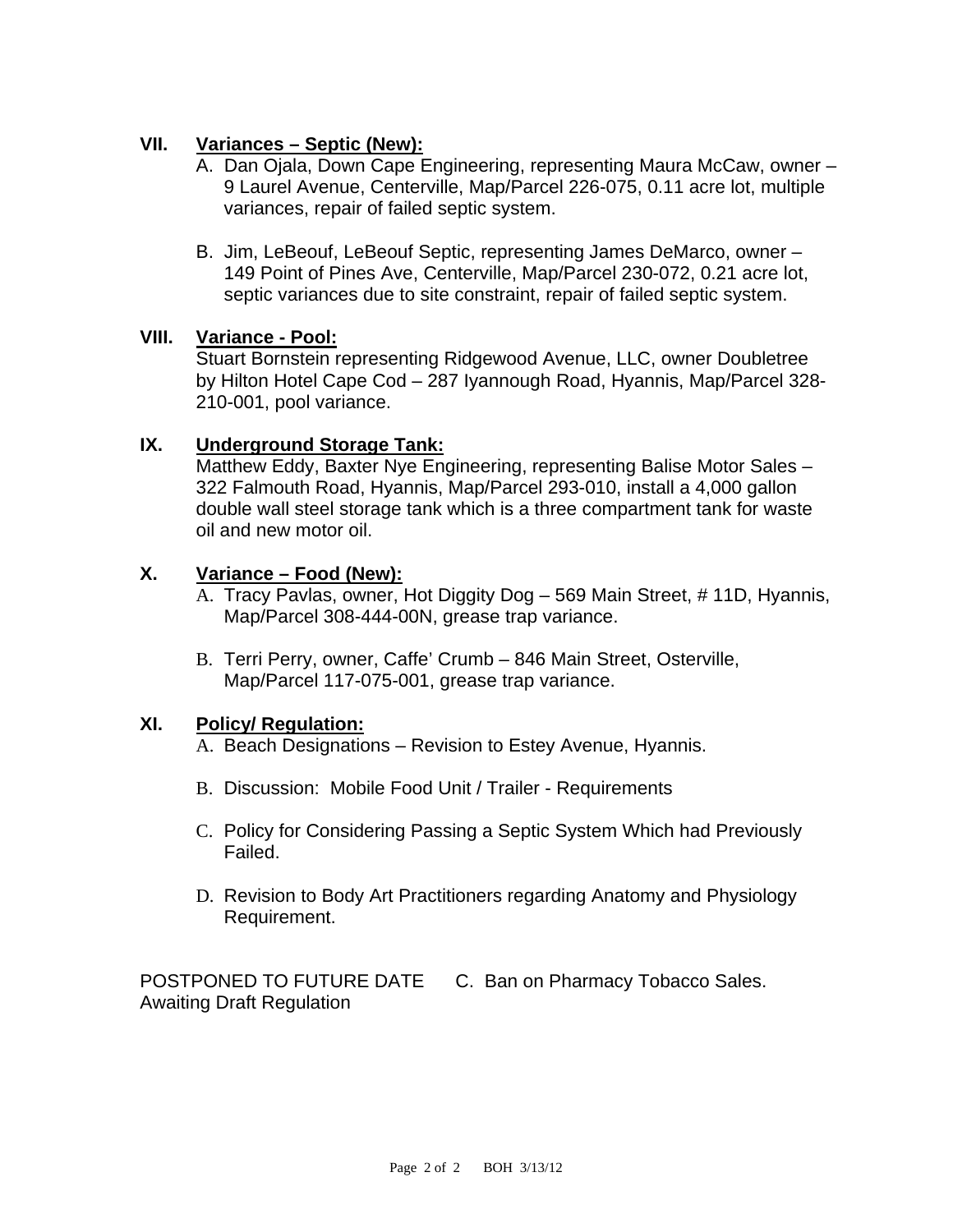## VII. Variances – Septic (New):

A. Dan Ojala, Down Cape Engineering, representing Maura McCaw, owner – 9 Laurel Avenue, Centerville, Map/Parcel 226-075, 0.11 acre lot, multiple variances, repair of failed septic system.

B. Jim, LeBeouf, LeBeouf Septic, representing James DeMarco, owner – 149 Point of Pines Ave, Centerville, Map/Parcel 230-072, 0.21 acre lot, septic variances due to site constraint, repair of failed septic system.

## VIII. Variance - Pool:

Stuart Bornstein representing Ridgewood Avenue, LLC, owner Doubletree by Hilton Hotel Cape Cod – 287 Iyannough Road, Hyannis, Map/Parcel 328-210-001, pool variance.

## IX. Underground Storage Tank:

Matthew Eddy, Baxter Nye Engineering, representing Balise Motor Sales – 322 Falmouth Road, Hyannis, Map/Parcel 293-010, install a 4,000 gallon double wall steel storage tank which is a three compartment tank for waste oil and new motor oil.

## X. Variance – Food (New):

A. Tracy Pavlas, owner, Hot Diggity Dog – 569 Main Street, # 11D, Hyannis, Map/Parcel 308-444-00N, grease trap variance.

B. Terri Perry, owner, Caffe' Crumb – 846 Main Street, Osterville, Map/Parcel 117-075-001, grease trap variance.

## XI. Policy/ Regulation:

A. Beach Designations – Revision to Estey Avenue, Hyannis.

B. Discussion: Mobile Food Unit / Trailer - Requirements

C. Policy for Considering Passing a Septic System Which had Previously Failed.

D. Revision to Body Art Practitioners regarding Anatomy and Physiology Requirement.

POSTPONED TO FUTURE DATE C. Ban on Pharmacy Tobacco Sales.
Awaiting Draft Regulation